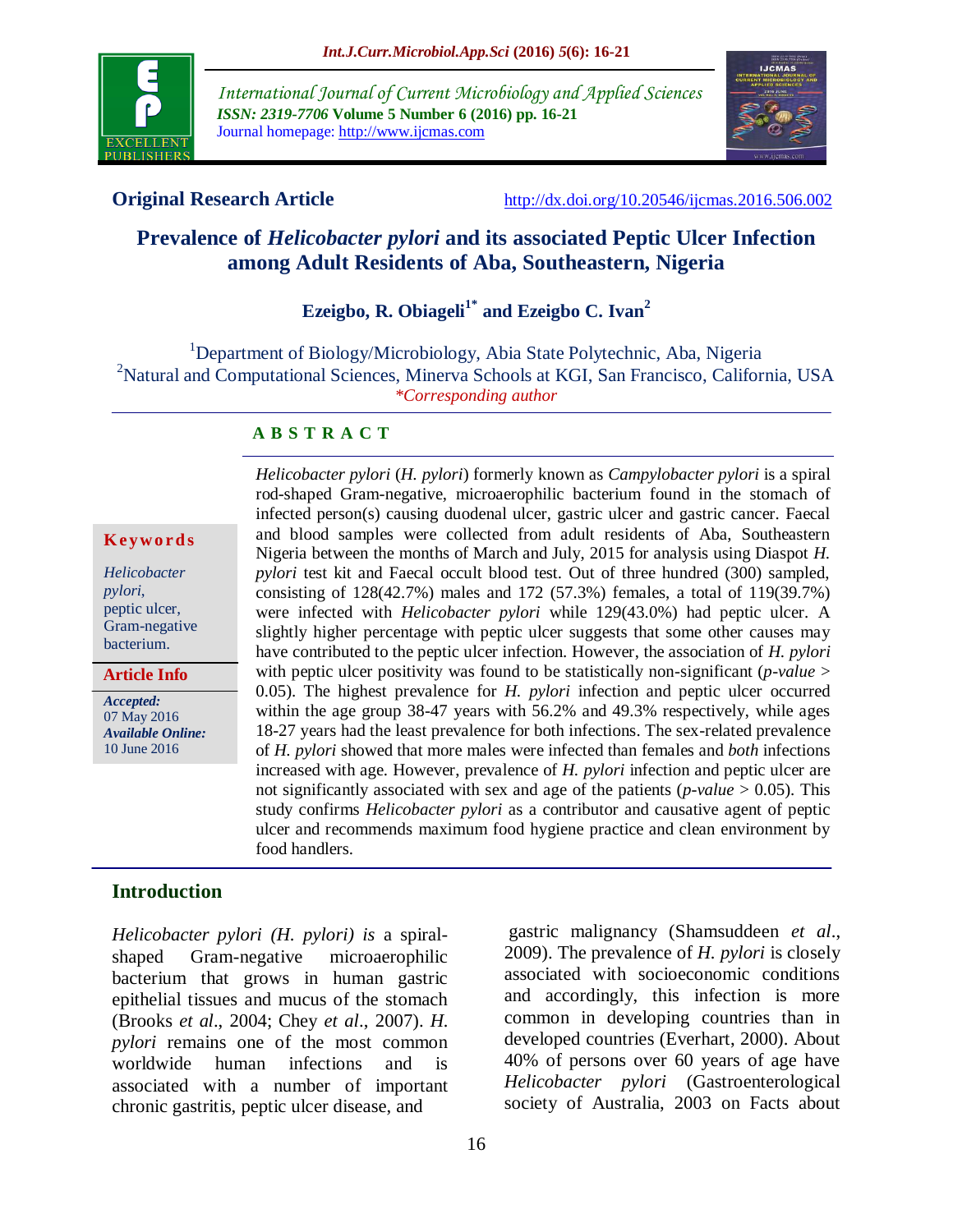**Original Research Article** http://dx.doi.org/10.20546/ijcmas.2016.506.002

# Prevalence of *Helicobacter pylori* and its associated Peptic Ulcer Infection among Adult Residents of Aba, Southeastern, Nigeria

**Ezeigbo, R. Obiageli[1*] and Ezeigbo C. Ivan[2]**

[1]Department of Biology/Microbiology, Abia State Polytechnic, Aba, Nigeria
[2]Natural and Computational Sciences, Minerva Schools at KGI, San Francisco, California, USA
*Corresponding author

**Keywords**

*Helicobacter pylori,* peptic ulcer, Gram-negative bacterium.

**Article Info**

***Accepted:*** 07 May 2016
***Available Online:*** 10 June 2016

## ABSTRACT

*Helicobacter pylori* (*H. pylori*) formerly known as *Campylobacter pylori* is a spiral rod-shaped Gram-negative, microaerophilic bacterium found in the stomach of infected person(s) causing duodenal ulcer, gastric ulcer and gastric cancer. Faecal and blood samples were collected from adult residents of Aba, Southeastern Nigeria between the months of March and July, 2015 for analysis using Diaspot *H. pylori* test kit and Faecal occult blood test. Out of three hundred (300) sampled, consisting of 128(42.7%) males and 172 (57.3%) females, a total of 119(39.7%) were infected with *Helicobacter pylori* while 129(43.0%) had peptic ulcer. A slightly higher percentage with peptic ulcer suggests that some other causes may have contributed to the peptic ulcer infection. However, the association of *H. pylori* with peptic ulcer positivity was found to be statistically non-significant (*p-value* > 0.05). The highest prevalence for *H. pylori* infection and peptic ulcer occurred within the age group 38-47 years with 56.2% and 49.3% respectively, while ages 18-27 years had the least prevalence for both infections. The sex-related prevalence of *H. pylori* showed that more males were infected than females and *both* infections increased with age. However, prevalence of *H. pylori* infection and peptic ulcer are not significantly associated with sex and age of the patients (*p-value* > 0.05). This study confirms *Helicobacter pylori* as a contributor and causative agent of peptic ulcer and recommends maximum food hygiene practice and clean environment by food handlers.

## Introduction

*Helicobacter pylori (H. pylori) is* a spiral-shaped Gram-negative microaerophilic bacterium that grows in human gastric epithelial tissues and mucus of the stomach (Brooks *et al*., 2004; Chey *et al*., 2007). *H. pylori* remains one of the most common worldwide human infections and is associated with a number of important chronic gastritis, peptic ulcer disease, and gastric malignancy (Shamsuddeen *et al*., 2009). The prevalence of *H. pylori* is closely associated with socioeconomic conditions and accordingly, this infection is more common in developing countries than in developed countries (Everhart, 2000). About 40% of persons over 60 years of age have *Helicobacter pylori* (Gastroenterological society of Australia, 2003 on Facts about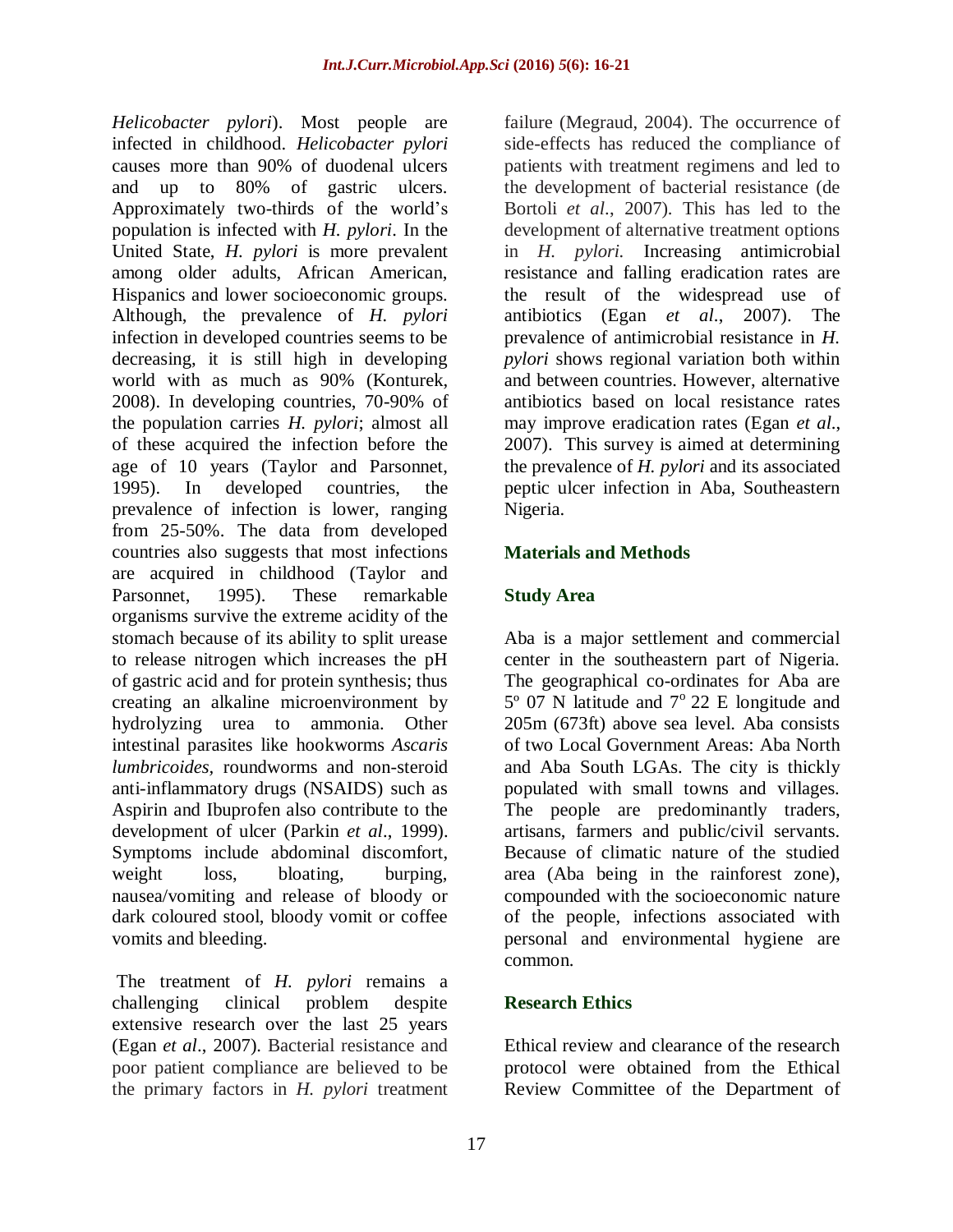*Helicobacter pylori*). Most people are infected in childhood. *Helicobacter pylori* causes more than 90% of duodenal ulcers and up to 80% of gastric ulcers. Approximately two-thirds of the world's population is infected with *H. pylori*. In the United State, *H. pylori* is more prevalent among older adults, African American, Hispanics and lower socioeconomic groups. Although, the prevalence of *H. pylori* infection in developed countries seems to be decreasing, it is still high in developing world with as much as 90% (Konturek, 2008). In developing countries, 70-90% of the population carries *H. pylori*; almost all of these acquired the infection before the age of 10 years (Taylor and Parsonnet, 1995). In developed countries, the prevalence of infection is lower, ranging from 25-50%. The data from developed countries also suggests that most infections are acquired in childhood (Taylor and Parsonnet, 1995). These remarkable organisms survive the extreme acidity of the stomach because of its ability to split urease to release nitrogen which increases the pH of gastric acid and for protein synthesis; thus creating an alkaline microenvironment by hydrolyzing urea to ammonia. Other intestinal parasites like hookworms *Ascaris lumbricoides*, roundworms and non-steroid anti-inflammatory drugs (NSAIDS) such as Aspirin and Ibuprofen also contribute to the development of ulcer (Parkin *et al*., 1999). Symptoms include abdominal discomfort, weight loss, bloating, burping, nausea/vomiting and release of bloody or dark coloured stool, bloody vomit or coffee vomits and bleeding.

The treatment of *H. pylori* remains a challenging clinical problem despite extensive research over the last 25 years (Egan *et al*., 2007). Bacterial resistance and poor patient compliance are believed to be the primary factors in *H. pylori* treatment failure (Megraud, 2004). The occurrence of side-effects has reduced the compliance of patients with treatment regimens and led to the development of bacterial resistance (de Bortoli *et al*., 2007). This has led to the development of alternative treatment options in *H. pylori.* Increasing antimicrobial resistance and falling eradication rates are the result of the widespread use of antibiotics (Egan *et al*., 2007). The prevalence of antimicrobial resistance in *H. pylori* shows regional variation both within and between countries. However, alternative antibiotics based on local resistance rates may improve eradication rates (Egan *et al*., 2007). This survey is aimed at determining the prevalence of *H. pylori* and its associated peptic ulcer infection in Aba, Southeastern Nigeria.

## Materials and Methods

### Study Area

Aba is a major settlement and commercial center in the southeastern part of Nigeria. The geographical co-ordinates for Aba are 5º 07 N latitude and 7º 22 E longitude and 205m (673ft) above sea level. Aba consists of two Local Government Areas: Aba North and Aba South LGAs. The city is thickly populated with small towns and villages. The people are predominantly traders, artisans, farmers and public/civil servants. Because of climatic nature of the studied area (Aba being in the rainforest zone), compounded with the socioeconomic nature of the people, infections associated with personal and environmental hygiene are common.

### Research Ethics

Ethical review and clearance of the research protocol were obtained from the Ethical Review Committee of the Department of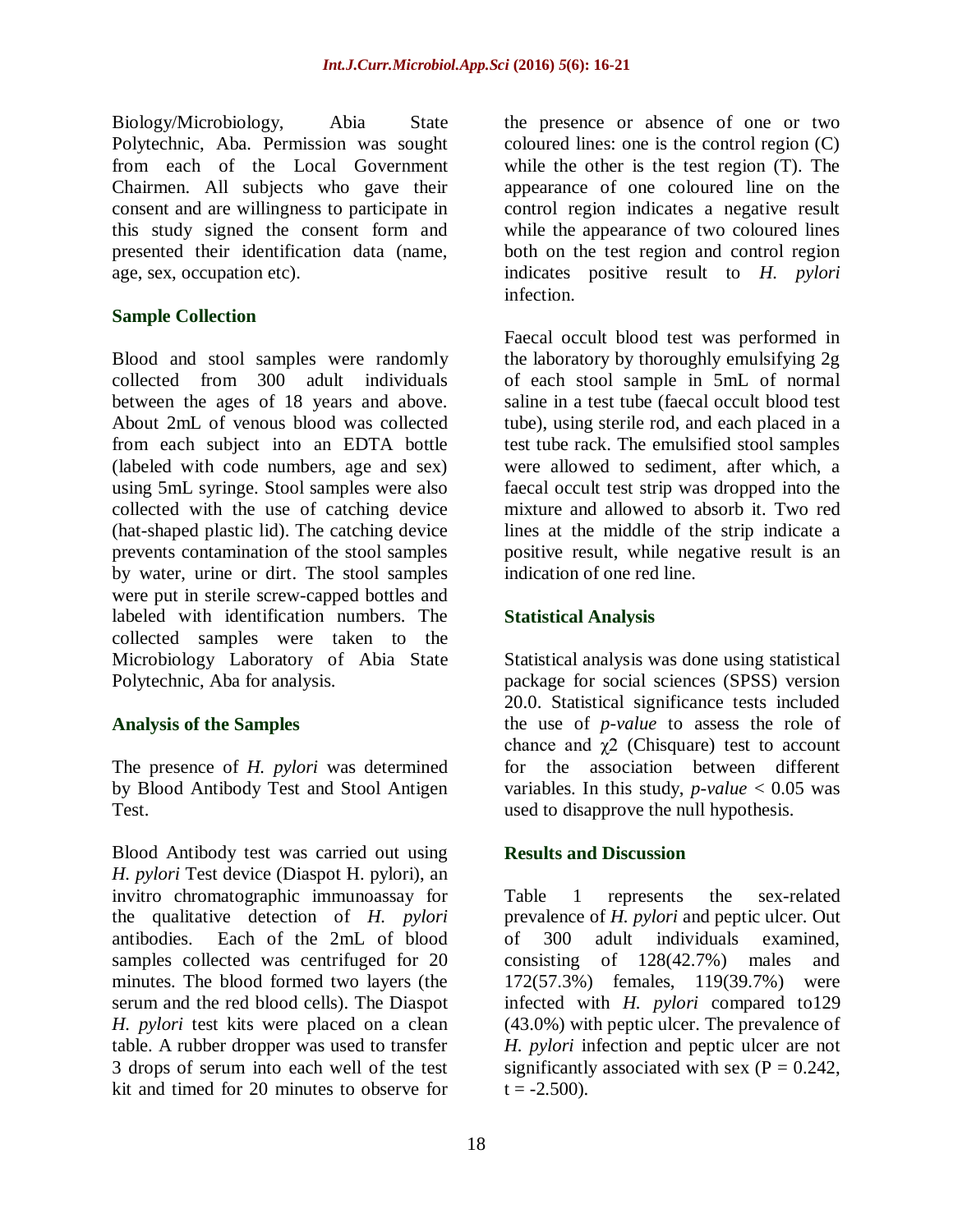Biology/Microbiology, Abia State Polytechnic, Aba. Permission was sought from each of the Local Government Chairmen. All subjects who gave their consent and are willingness to participate in this study signed the consent form and presented their identification data (name, age, sex, occupation etc).

### Sample Collection

Blood and stool samples were randomly collected from 300 adult individuals between the ages of 18 years and above. About 2mL of venous blood was collected from each subject into an EDTA bottle (labeled with code numbers, age and sex) using 5mL syringe. Stool samples were also collected with the use of catching device (hat-shaped plastic lid). The catching device prevents contamination of the stool samples by water, urine or dirt. The stool samples were put in sterile screw-capped bottles and labeled with identification numbers. The collected samples were taken to the Microbiology Laboratory of Abia State Polytechnic, Aba for analysis.

### Analysis of the Samples

The presence of *H. pylori* was determined by Blood Antibody Test and Stool Antigen Test.

Blood Antibody test was carried out using *H. pylori* Test device (Diaspot H. pylori), an invitro chromatographic immunoassay for the qualitative detection of *H. pylori* antibodies. Each of the 2mL of blood samples collected was centrifuged for 20 minutes. The blood formed two layers (the serum and the red blood cells). The Diaspot *H. pylori* test kits were placed on a clean table. A rubber dropper was used to transfer 3 drops of serum into each well of the test kit and timed for 20 minutes to observe for the presence or absence of one or two coloured lines: one is the control region (C) while the other is the test region (T). The appearance of one coloured line on the control region indicates a negative result while the appearance of two coloured lines both on the test region and control region indicates positive result to *H. pylori* infection.

Faecal occult blood test was performed in the laboratory by thoroughly emulsifying 2g of each stool sample in 5mL of normal saline in a test tube (faecal occult blood test tube), using sterile rod, and each placed in a test tube rack. The emulsified stool samples were allowed to sediment, after which, a faecal occult test strip was dropped into the mixture and allowed to absorb it. Two red lines at the middle of the strip indicate a positive result, while negative result is an indication of one red line.

### Statistical Analysis

Statistical analysis was done using statistical package for social sciences (SPSS) version 20.0. Statistical significance tests included the use of *p-value* to assess the role of chance and $\chi^2$ (Chisquare) test to account for the association between different variables. In this study, *p-value* $< 0.05$ was used to disapprove the null hypothesis.

## Results and Discussion

Table 1 represents the sex-related prevalence of *H. pylori* and peptic ulcer. Out of 300 adult individuals examined, consisting of 128(42.7%) males and 172(57.3%) females, 119(39.7%) were infected with *H. pylori* compared to129 (43.0%) with peptic ulcer. The prevalence of *H. pylori* infection and peptic ulcer are not significantly associated with sex ($P = 0.242$, $t = -2.500$).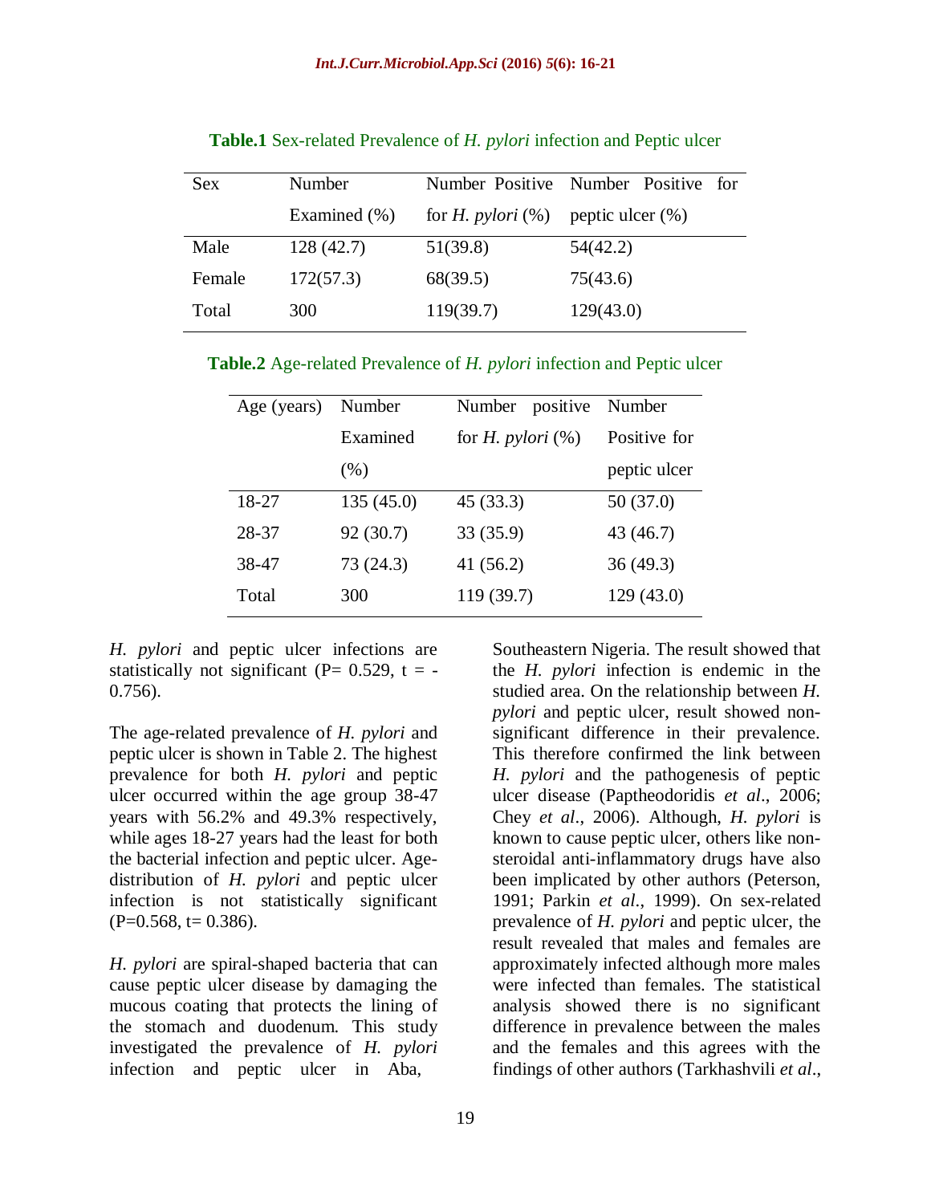**Table.1** Sex-related Prevalence of *H. pylori* infection and Peptic ulcer

| Sex | Number Examined (%) | Number Positive for *H. pylori* (%) | Number Positive for peptic ulcer (%) |
|---|---|---|---|
| Male | 128 (42.7) | 51(39.8) | 54(42.2) |
| Female | 172(57.3) | 68(39.5) | 75(43.6) |
| Total | 300 | 119(39.7) | 129(43.0) |

**Table.2** Age-related Prevalence of *H. pylori* infection and Peptic ulcer

| Age (years) | Number Examined (%) | Number positive for *H. pylori* (%) | Number Positive for peptic ulcer |
|---|---|---|---|
| 18-27 | 135 (45.0) | 45 (33.3) | 50 (37.0) |
| 28-37 | 92 (30.7) | 33 (35.9) | 43 (46.7) |
| 38-47 | 73 (24.3) | 41 (56.2) | 36 (49.3) |
| Total | 300 | 119 (39.7) | 129 (43.0) |

*H. pylori* and peptic ulcer infections are statistically not significant (P= 0.529, t = -0.756).

The age-related prevalence of *H. pylori* and peptic ulcer is shown in Table 2. The highest prevalence for both *H. pylori* and peptic ulcer occurred within the age group 38-47 years with 56.2% and 49.3% respectively, while ages 18-27 years had the least for both the bacterial infection and peptic ulcer. Age-distribution of *H. pylori* and peptic ulcer infection is not statistically significant (P=0.568, t= 0.386).

*H. pylori* are spiral-shaped bacteria that can cause peptic ulcer disease by damaging the mucous coating that protects the lining of the stomach and duodenum. This study investigated the prevalence of *H. pylori* infection and peptic ulcer in Aba, Southeastern Nigeria. The result showed that the *H. pylori* infection is endemic in the studied area. On the relationship between *H. pylori* and peptic ulcer, result showed non-significant difference in their prevalence. This therefore confirmed the link between *H. pylori* and the pathogenesis of peptic ulcer disease (Paptheodoridis *et al*., 2006; Chey *et al*., 2006). Although, *H. pylori* is known to cause peptic ulcer, others like non-steroidal anti-inflammatory drugs have also been implicated by other authors (Peterson, 1991; Parkin *et al*., 1999). On sex-related prevalence of *H. pylori* and peptic ulcer, the result revealed that males and females are approximately infected although more males were infected than females. The statistical analysis showed there is no significant difference in prevalence between the males and the females and this agrees with the findings of other authors (Tarkhashvili *et al*.,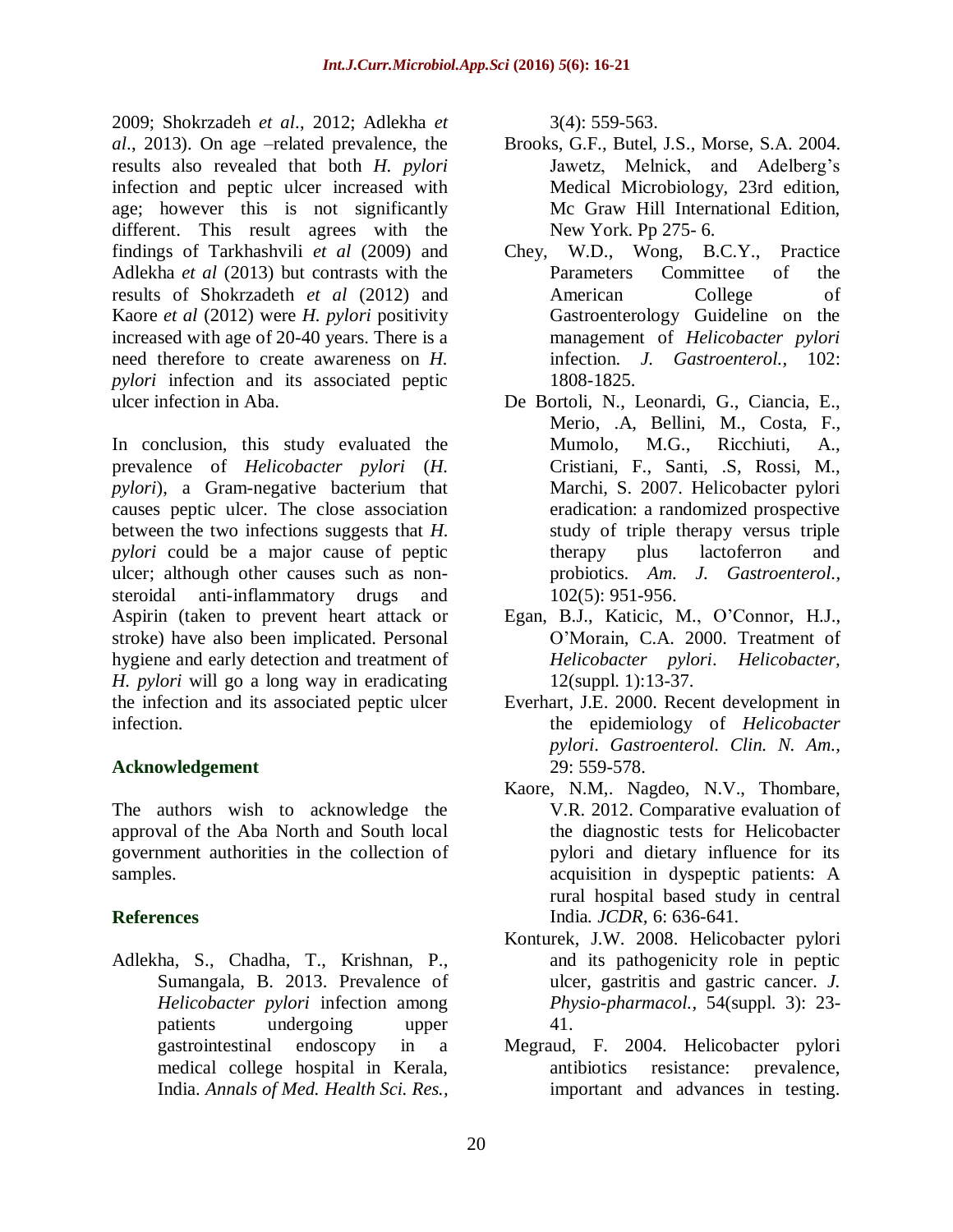2009; Shokrzadeh *et al*., 2012; Adlekha *et al*., 2013). On age –related prevalence, the results also revealed that both *H. pylori* infection and peptic ulcer increased with age; however this is not significantly different. This result agrees with the findings of Tarkhashvili *et al* (2009) and Adlekha *et al* (2013) but contrasts with the results of Shokrzadeth *et al* (2012) and Kaore *et al* (2012) were *H. pylori* positivity increased with age of 20-40 years. There is a need therefore to create awareness on *H. pylori* infection and its associated peptic ulcer infection in Aba.

In conclusion, this study evaluated the prevalence of *Helicobacter pylori* (*H. pylori*), a Gram-negative bacterium that causes peptic ulcer. The close association between the two infections suggests that *H. pylori* could be a major cause of peptic ulcer; although other causes such as non-steroidal anti-inflammatory drugs and Aspirin (taken to prevent heart attack or stroke) have also been implicated. Personal hygiene and early detection and treatment of *H. pylori* will go a long way in eradicating the infection and its associated peptic ulcer infection.

## Acknowledgement

The authors wish to acknowledge the approval of the Aba North and South local government authorities in the collection of samples.

## References

Adlekha, S., Chadha, T., Krishnan, P., Sumangala, B. 2013. Prevalence of *Helicobacter pylori* infection among patients undergoing upper gastrointestinal endoscopy in a medical college hospital in Kerala, India. *Annals of Med. Health Sci. Res.*, 3(4): 559-563.

Brooks, G.F., Butel, J.S., Morse, S.A. 2004. Jawetz, Melnick, and Adelberg's Medical Microbiology, 23rd edition, Mc Graw Hill International Edition, New York. Pp 275- 6.

Chey, W.D., Wong, B.C.Y., Practice Parameters Committee of the American College of Gastroenterology Guideline on the management of *Helicobacter pylori* infection. *J. Gastroenterol.*, 102: 1808-1825.

De Bortoli, N., Leonardi, G., Ciancia, E., Merio, .A, Bellini, M., Costa, F., Mumolo, M.G., Ricchiuti, A., Cristiani, F., Santi, .S, Rossi, M., Marchi, S. 2007. Helicobacter pylori eradication: a randomized prospective study of triple therapy versus triple therapy plus lactoferron and probiotics. *Am. J. Gastroenterol.*, 102(5): 951-956.

Egan, B.J., Katicic, M., O'Connor, H.J., O'Morain, C.A. 2000. Treatment of *Helicobacter pylori*. *Helicobacter,* 12(suppl. 1):13-37.

Everhart, J.E. 2000. Recent development in the epidemiology of *Helicobacter pylori*. *Gastroenterol. Clin. N. Am.*, 29: 559-578.

Kaore, N.M,. Nagdeo, N.V., Thombare, V.R. 2012. Comparative evaluation of the diagnostic tests for Helicobacter pylori and dietary influence for its acquisition in dyspeptic patients: A rural hospital based study in central India. *JCDR*, 6: 636-641.

Konturek, J.W. 2008. Helicobacter pylori and its pathogenicity role in peptic ulcer, gastritis and gastric cancer. *J. Physio-pharmacol.*, 54(suppl. 3): 23-41.

Megraud, F. 2004. Helicobacter pylori antibiotics resistance: prevalence, important and advances in testing.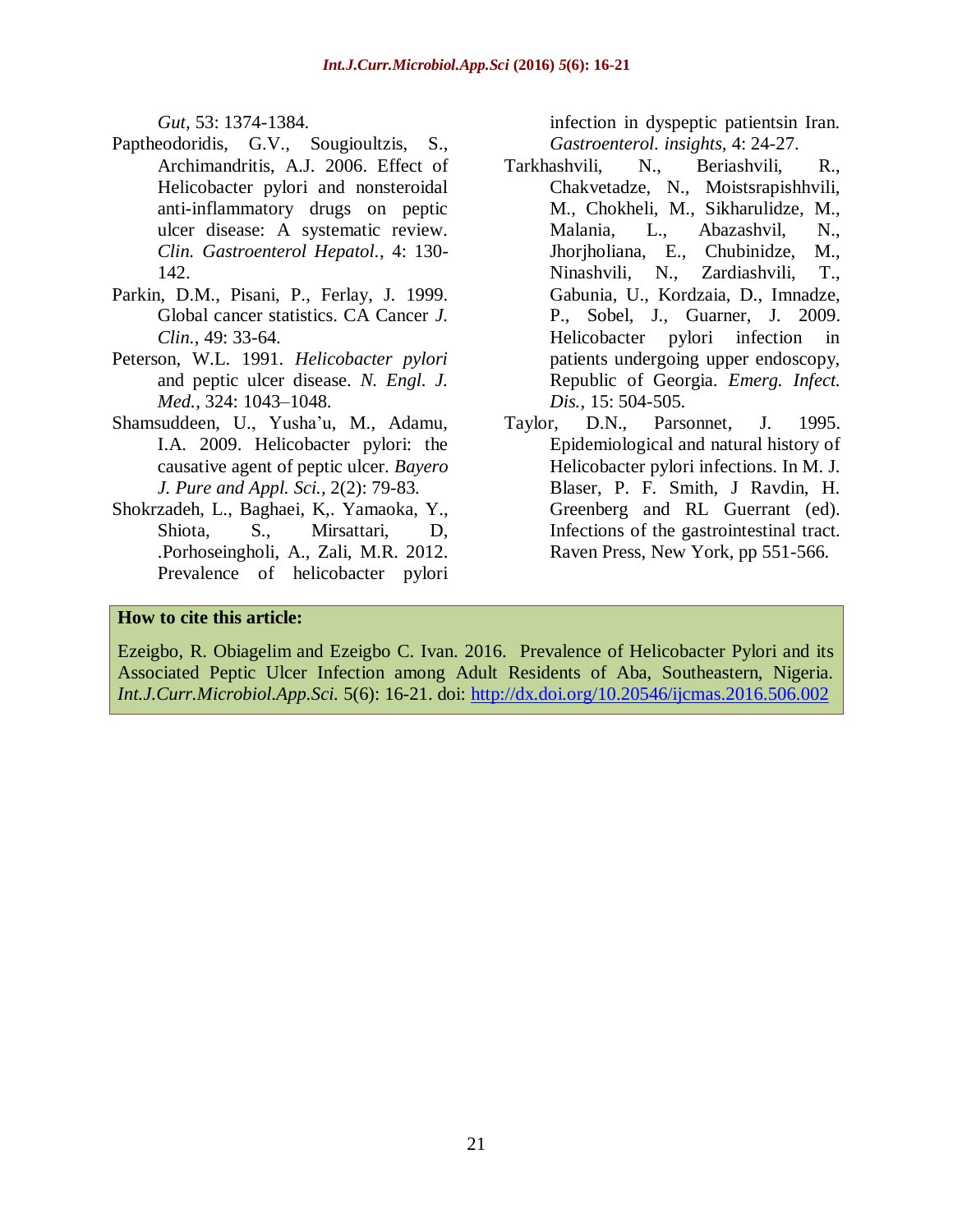*Gut*, 53: 1374-1384.

Paptheodoridis, G.V., Sougioultzis, S., Archimandritis, A.J. 2006. Effect of Helicobacter pylori and nonsteroidal anti-inflammatory drugs on peptic ulcer disease: A systematic review. *Clin. Gastroenterol Hepatol.*, 4: 130-142.

Parkin, D.M., Pisani, P., Ferlay, J. 1999. Global cancer statistics. CA Cancer *J. Clin.*, 49: 33-64.

Peterson, W.L. 1991. *Helicobacter pylori* and peptic ulcer disease. *N. Engl. J. Med.*, 324: 1043–1048.

Shamsuddeen, U., Yusha'u, M., Adamu, I.A. 2009. Helicobacter pylori: the causative agent of peptic ulcer. *Bayero J. Pure and Appl. Sci.*, 2(2): 79-83.

Shokrzadeh, L., Baghaei, K,. Yamaoka, Y., Shiota, S., Mirsattari, D, .Porhoseingholi, A., Zali, M.R. 2012. Prevalence of helicobacter pylori infection in dyspeptic patientsin Iran. *Gastroenterol. insights*, 4: 24-27.

Tarkhashvili, N., Beriashvili, R., Chakvetadze, N., Moistsrapishhvili, M., Chokheli, M., Sikharulidze, M., Malania, L., Abazashvil, N., Jhorjholiana, E., Chubinidze, M., Ninashvili, N., Zardiashvili, T., Gabunia, U., Kordzaia, D., Imnadze, P., Sobel, J., Guarner, J. 2009. Helicobacter pylori infection in patients undergoing upper endoscopy, Republic of Georgia. *Emerg. Infect. Dis.*, 15: 504-505.

Taylor, D.N., Parsonnet, J. 1995. Epidemiological and natural history of Helicobacter pylori infections. In M. J. Blaser, P. F. Smith, J Ravdin, H. Greenberg and RL Guerrant (ed). Infections of the gastrointestinal tract. Raven Press, New York, pp 551-566.

**How to cite this article:**

Ezeigbo, R. Obiagelim and Ezeigbo C. Ivan. 2016. Prevalence of Helicobacter Pylori and its Associated Peptic Ulcer Infection among Adult Residents of Aba, Southeastern, Nigeria. *Int.J.Curr.Microbiol.App.Sci.* 5(6): 16-21. doi: http://dx.doi.org/10.20546/ijcmas.2016.506.002